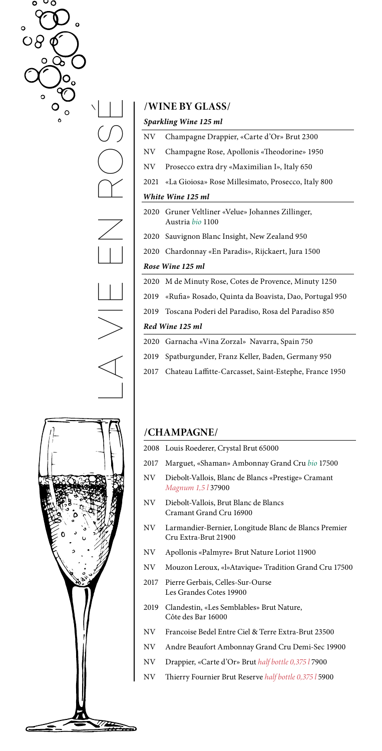LA VIE EN ROSE

## /WINE BY GLASS/

### *Sparkling Wine 125 ml*

- NV Champagne Drappier, «Carte d'Or» Brut 2300
- NV Champagne Rose, Apollonis «Theodorine» 1950
- NV Prosecco extra dry «Maximilian I», Italy 650
- 2021 «La Gioiosa» Rose Millesimato, Prosecco, Italy 800

### *White Wine 125 ml*

- 2020 Gruner Veltliner «Velue» Johannes Zillinger, Austria *bio* 1100
- 2020 Sauvignon Blanc Insight, New Zealand 950
- 2020 Chardonnay «En Paradis», Rijckaert, Jura 1500

### *Rose Wine 125 ml*

- 2020 M de Minuty Rose, Cotes de Provence, Minuty 1250
- 2019 «Rufia» Rosado, Quinta da Boavista, Dao, Portugal 950
- 2019 Toscana Poderi del Paradiso, Rosa del Paradiso 850

### *Red Wine 125 ml*

- 2020 Garnacha «Vina Zorzal» Navarra, Spain 750
- 2019 Spatburgunder, Franz Keller, Baden, Germany 950
- 2017 Chateau Laffitte-Carcasset, Saint-Estephe, France 1950

## /CHAMPAGNE/

- 2008 Louis Roederer, Crystal Brut 65000
- 2017 Marguet, «Shaman» Ambonnay Grand Cru *bio* 17500
- NV Diebolt-Vallois, Blanc de Blancs «Prestige» Cramant *Magnum 1,5 l* 37900
- NV Diebolt-Vallois, Brut Blanc de Blancs Cramant Grand Cru 16900
- NV Larmandier-Bernier, Longitude Blanc de Blancs Premier Cru Extra-Brut 21900
- NV Apollonis «Palmyre» Brut Nature Loriot 11900
- NV Mouzon Leroux, «l»Atavique» Tradition Grand Cru 17500
- 2017 Pierre Gerbais, Celles-Sur-Ourse Les Grandes Cotes 19900
- 2019 Clandestin, «Les Semblables» Brut Nature, Côte des Bar 16000
- NV Francoise Bedel Entre Ciel & Terre Extra-Brut 23500
- NV Andre Beaufort Ambonnay Grand Cru Demi-Sec 19900
- NV Drappier, «Carte d'Or» Brut *half bottle 0,375 l* 7900
- NV Thierry Fournier Brut Reserve *half bottle 0,375 l* 5900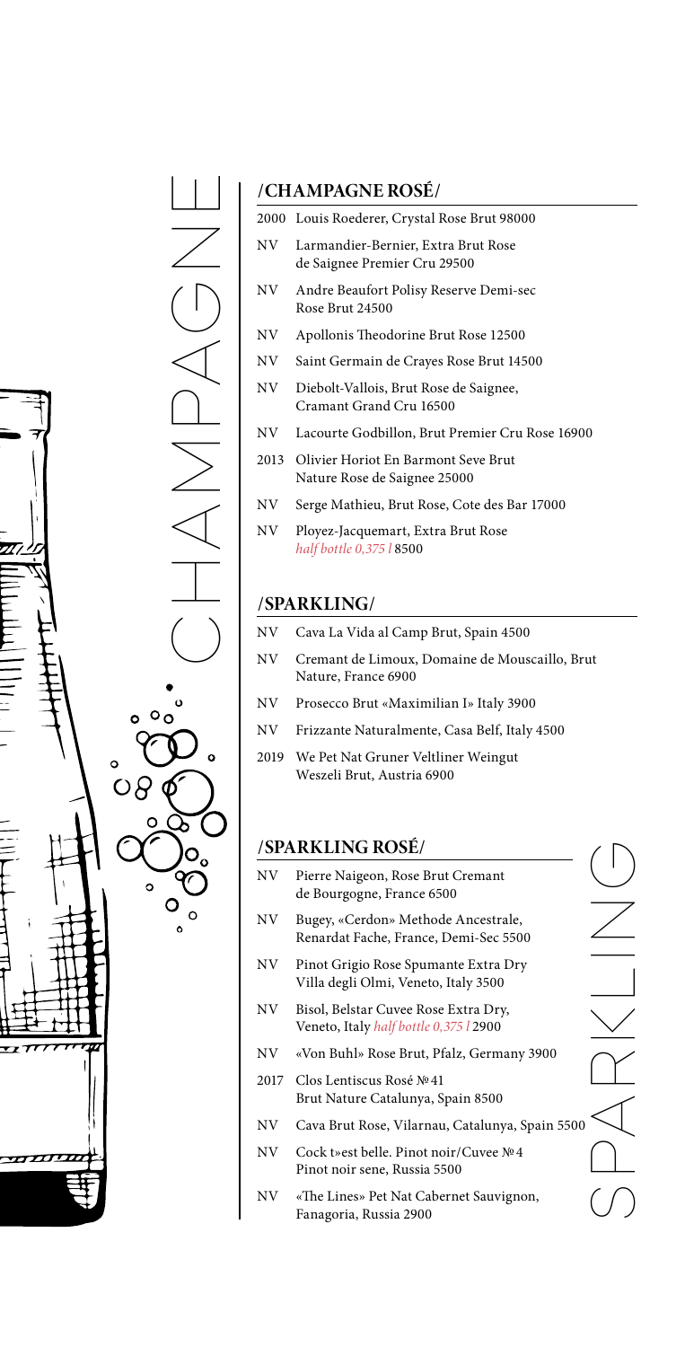CHAMPAGNE

## /CHAMPAGNE ROSÉ/

- 2000 Louis Roederer, Crystal Rose Brut 98000
- NV Larmandier-Bernier, Extra Brut Rose de Saignee Premier Cru 29500
- NV Andre Beaufort Polisy Reserve Demi-sec Rose Brut 24500
- NV Apollonis Theodorine Brut Rose 12500
- NV Saint Germain de Crayes Rose Brut 14500
- NV Diebolt-Vallois, Brut Rose de Saignee, Cramant Grand Cru 16500
- NV Lacourte Godbillon, Brut Premier Cru Rose 16900
- 2013 Olivier Horiot En Barmont Seve Brut Nature Rose de Saignee 25000
- NV Serge Mathieu, Brut Rose, Cote des Bar 17000
- NV Ployez-Jacquemart, Extra Brut Rose *half bottle 0,375 l* 8500

## /SPARKLING/

- NV Cava La Vida al Camp Brut, Spain 4500
- NV Cremant de Limoux, Domaine de Mouscaillo, Brut Nature, France 6900
- NV Prosecco Brut «Maximilian I» Italy 3900
- NV Frizzante Naturalmente, Casa Belf, Italy 4500
- 2019 We Pet Nat Gruner Veltliner Weingut Weszeli Brut, Austria 6900

## /SPARKLING ROSÉ/

- NV Pierre Naigeon, Rose Brut Cremant de Bourgogne, France 6500
- NV Bugey, «Cerdon» Methode Ancestrale, Renardat Fache, France, Demi-Sec 5500
- NV Pinot Grigio Rose Spumante Extra Dry Villa degli Olmi, Veneto, Italy 3500
- NV Bisol, Belstar Cuvee Rose Extra Dry, Veneto, Italy *half bottle 0,375 l* 2900
- NV «Von Buhl» Rose Brut, Pfalz, Germany 3900
- 2017 Clos Lentiscus Rosé №41 Brut Nature Catalunya, Spain 8500
- NV Cava Brut Rose, Vilarnau, Catalunya, Spain 5500
- NV Cock t»est belle. Pinot noir/Cuvee №4 Pinot noir sene, Russia 5500
- NV «The Lines» Pet Nat Cabernet Sauvignon, Fanagoria, Russia 2900

SPARKLING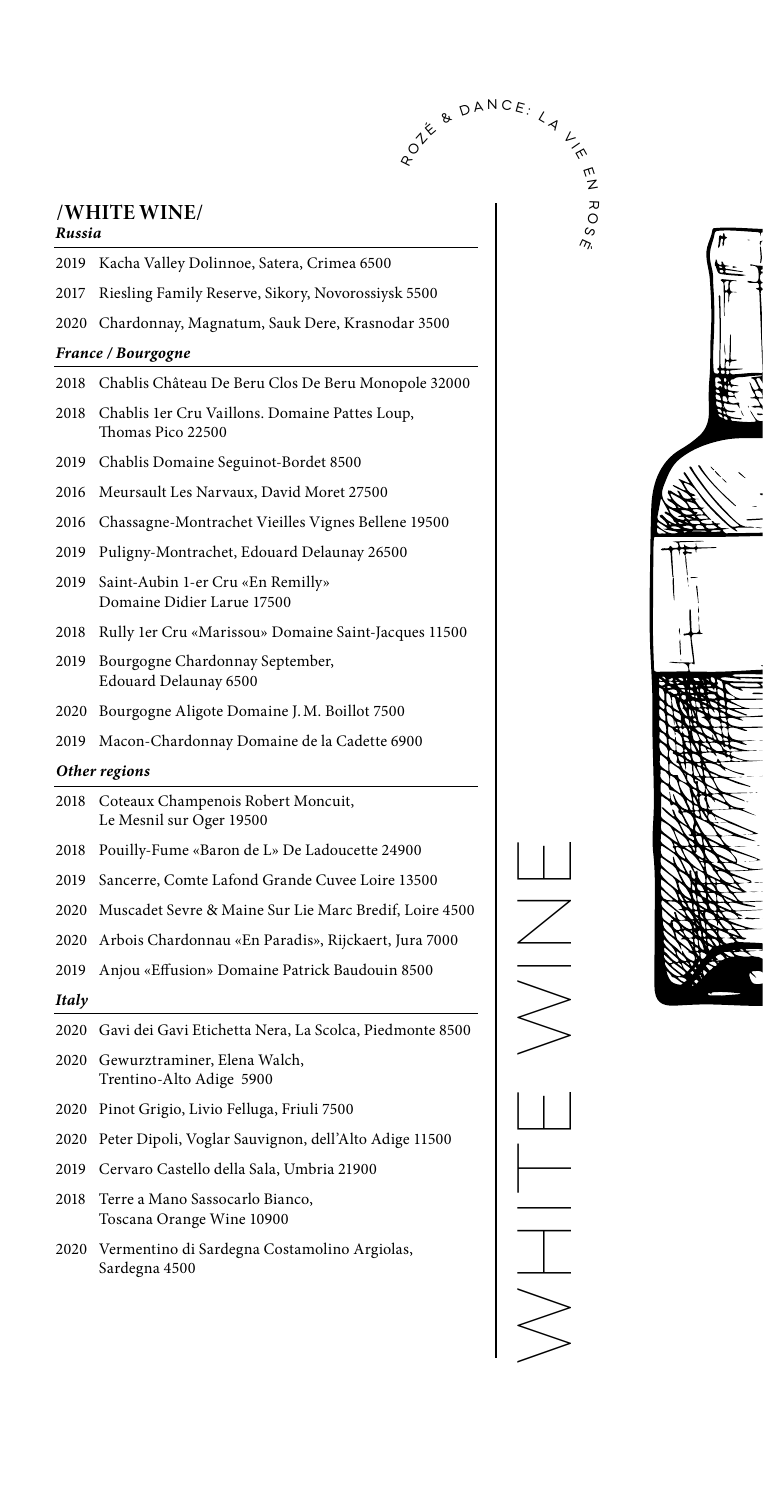## /WHITE WINE/

### *Russia*

- 2019 Kacha Valley Dolinnoe, Satera, Crimea 6500
- 2017 Riesling Family Reserve, Sikory, Novorossiysk 5500
- 2020 Chardonnay, Magnatum, Sauk Dere, Krasnodar 3500

### *France / Bourgogne*

- 2018 Chablis Château De Beru Clos De Beru Monopole 32000
- 2018 Chablis 1er Cru Vaillons. Domaine Pattes Loup, Thomas Pico 22500
- 2019 Chablis Domaine Seguinot-Bordet 8500
- 2016 Meursault Les Narvaux, David Moret 27500
- 2016 Chassagne-Montrachet Vieilles Vignes Bellene 19500
- 2019 Puligny-Montrachet, Edouard Delaunay 26500
- 2019 Saint-Aubin 1-er Cru «En Remilly» Domaine Didier Larue 17500
- 2018 Rully 1er Cru «Marissou» Domaine Saint-Jacques 11500
- 2019 Bourgogne Chardonnay September, Edouard Delaunay 6500
- 2020 Bourgogne Aligote Domaine J. M. Boillot 7500
- 2019 Macon-Chardonnay Domaine de la Cadette 6900

### *Other regions*

- 2018 Coteaux Champenois Robert Moncuit, Le Mesnil sur Oger 19500
- 2018 Pouilly-Fume «Baron de L» De Ladoucette 24900
- 2019 Sancerre, Comte Lafond Grande Cuvee Loire 13500
- 2020 Muscadet Sevre & Maine Sur Lie Marc Bredif, Loire 4500
- 2020 Arbois Chardonnau «En Paradis», Rijckaert, Jura 7000
- 2019 Anjou «Effusion» Domaine Patrick Baudouin 8500

### *Italy*

- 2020 Gavi dei Gavi Etichetta Nera, La Scolca, Piedmonte 8500
- 2020 Gewurztraminer, Elena Walch, Trentino-Alto Adige 5900
- 2020 Pinot Grigio, Livio Felluga, Friuli 7500
- 2020 Peter Dipoli, Voglar Sauvignon, dell'Alto Adige 11500
- 2019 Cervaro Castello della Sala, Umbria 21900
- 2018 Terre a Mano Sassocarlo Bianco, Toscana Orange Wine 10900
- 2020 Vermentino di Sardegna Costamolino Argiolas, Sardegna 4500

WHITE WINE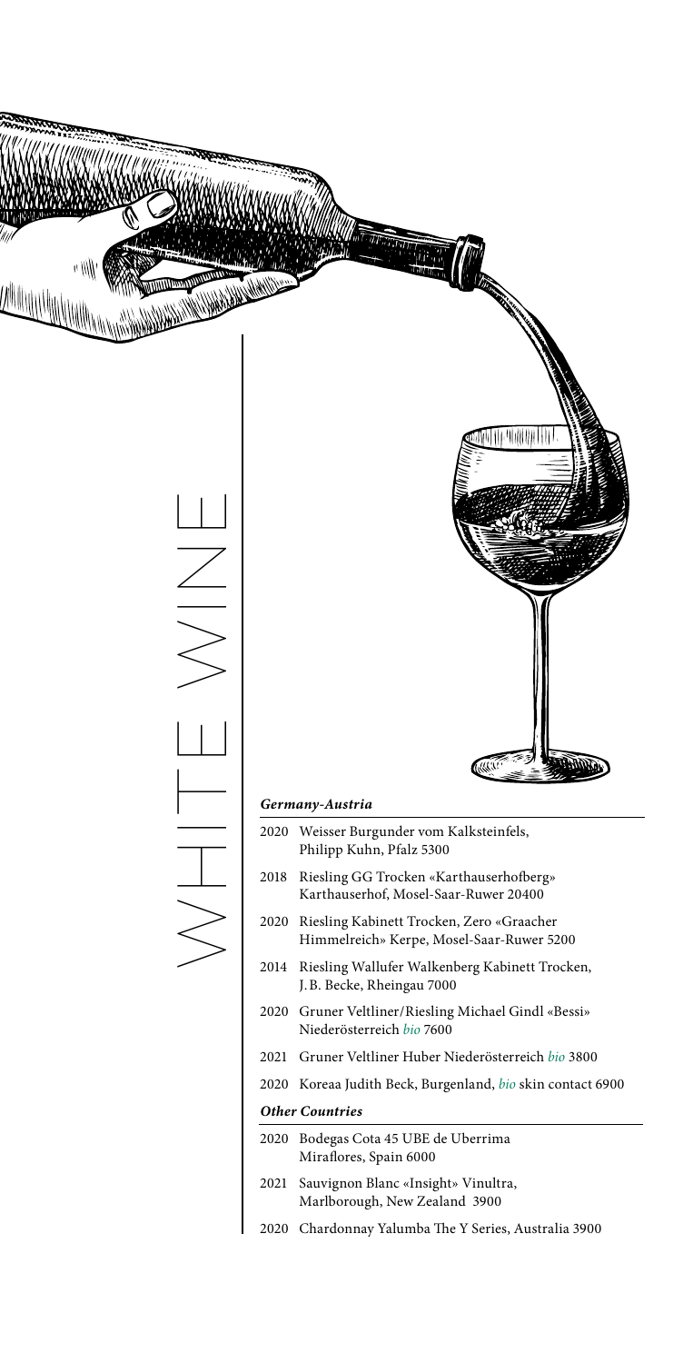# WHITE WINE

### *Germany-Austria*

- 2020 Weisser Burgunder vom Kalksteinfels, Philipp Kuhn, Pfalz 5300
- 2018 Riesling GG Trocken «Karthauserhofberg» Karthauserhof, Mosel-Saar-Ruwer 20400
- 2020 Riesling Kabinett Trocken, Zero «Graacher Himmelreich» Kerpe, Mosel-Saar-Ruwer 5200
- 2014 Riesling Wallufer Walkenberg Kabinett Trocken, J.B. Becke, Rheingau 7000
- 2020 Gruner Veltliner/Riesling Michael Gindl «Bessi» Niederösterreich *bio* 7600
- 2021 Gruner Veltliner Huber Niederösterreich *bio* 3800
- 2020 Koreaa Judith Beck, Burgenland, *bio* skin contact 6900

### *Other Countries*

- 2020 Bodegas Cota 45 UBE de Uberrima Miraflores, Spain 6000
- 2021 Sauvignon Blanc «Insight» Vinultra, Marlborough, New Zealand 3900
- 2020 Chardonnay Yalumba The Y Series, Australia 3900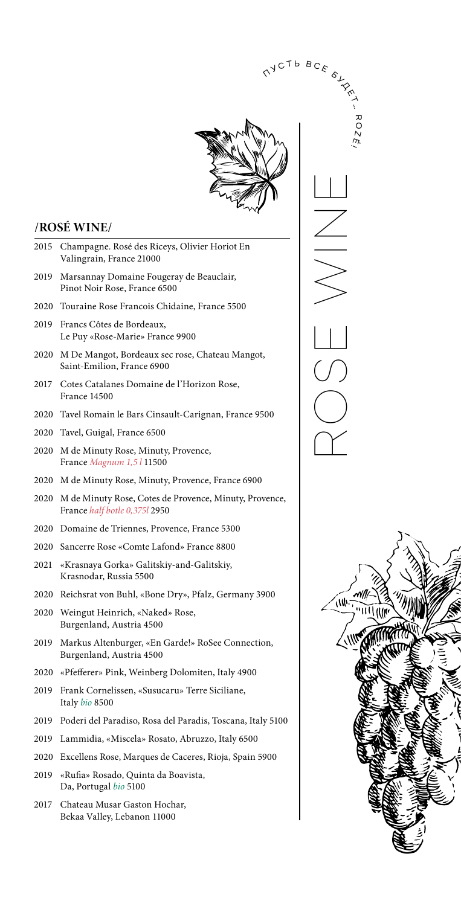ПУСТЬ ВСЕ БУДЕТ... ROZÉ!

ROSE WINE

## /ROSÉ WINE/

- 2015 Champagne. Rosé des Riceys, Olivier Horiot En Valingrain, France 21000
- 2019 Marsannay Domaine Fougeray de Beauclair, Pinot Noir Rose, France 6500
- 2020 Touraine Rose Francois Chidaine, France 5500
- 2019 Francs Côtes de Bordeaux, Le Puy «Rose-Marie» France 9900
- 2020 M De Mangot, Bordeaux sec rose, Chateau Mangot, Saint-Emilion, France 6900
- 2017 Cotes Catalanes Domaine de l'Horizon Rose, France 14500
- 2020 Tavel Romain le Bars Cinsault-Carignan, France 9500
- 2020 Tavel, Guigal, France 6500
- 2020 M de Minuty Rose, Minuty, Provence, France *Magnum 1,5 l* 11500
- 2020 M de Minuty Rose, Minuty, Provence, France 6900
- 2020 M de Minuty Rose, Cotes de Provence, Minuty, Provence, France *half botle 0,375l* 2950
- 2020 Domaine de Triennes, Provence, France 5300
- 2020 Sancerre Rose «Comte Lafond» France 8800
- 2021 «Krasnaya Gorka» Galitskiy-and-Galitskiy, Krasnodar, Russia 5500
- 2020 Reichsrat von Buhl, «Bone Dry», Pfalz, Germany 3900
- 2020 Weingut Heinrich, «Naked» Rose, Burgenland, Austria 4500
- 2019 Markus Altenburger, «En Garde!» RoSee Connection, Burgenland, Austria 4500
- 2020 «Pfefferer» Pink, Weinberg Dolomiten, Italy 4900
- 2019 Frank Cornelissen, «Susucaru» Terre Siciliane, Italy *bio* 8500
- 2019 Poderi del Paradiso, Rosa del Paradis, Toscana, Italy 5100
- 2019 Lammidia, «Miscela» Rosato, Abruzzo, Italy 6500
- 2020 Excellens Rose, Marques de Caceres, Rioja, Spain 5900
- 2019 «Rufia» Rosado, Quinta da Boavista, Da, Portugal *bio* 5100
- 2017 Chateau Musar Gaston Hochar, Bekaa Valley, Lebanon 11000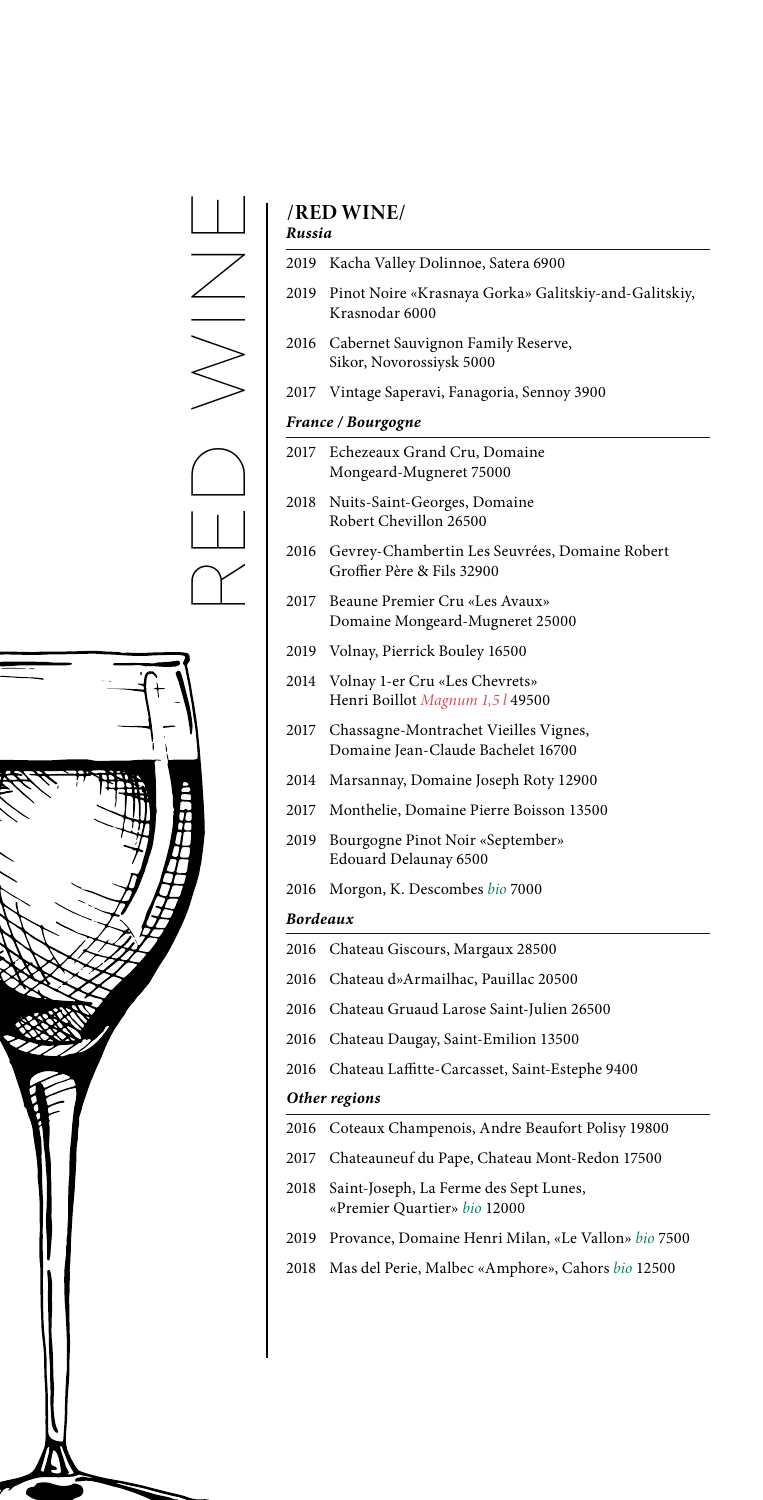# RED WINE

## /RED WINE/

### *Russia*

- 2019 Kacha Valley Dolinnoe, Satera 6900
- 2019 Pinot Noire «Krasnaya Gorka» Galitskiy-and-Galitskiy, Krasnodar 6000
- 2016 Cabernet Sauvignon Family Reserve, Sikor, Novorossiysk 5000
- 2017 Vintage Saperavi, Fanagoria, Sennoy 3900

### *France / Bourgogne*

- 2017 Echezeaux Grand Cru, Domaine Mongeard-Mugneret 75000
- 2018 Nuits-Saint-Georges, Domaine Robert Chevillon 26500
- 2016 Gevrey-Chambertin Les Seuvrées, Domaine Robert Groffier Père & Fils 32900
- 2017 Beaune Premier Cru «Les Avaux» Domaine Mongeard-Mugneret 25000
- 2019 Volnay, Pierrick Bouley 16500
- 2014 Volnay 1-er Cru «Les Chevrets» Henri Boillot *Magnum 1,5 l* 49500
- 2017 Chassagne-Montrachet Vieilles Vignes, Domaine Jean-Claude Bachelet 16700
- 2014 Marsannay, Domaine Joseph Roty 12900
- 2017 Monthelie, Domaine Pierre Boisson 13500
- 2019 Bourgogne Pinot Noir «September» Edouard Delaunay 6500
- 2016 Morgon, K. Descombes *bio* 7000

### *Bordeaux*

- 2016 Chateau Giscours, Margaux 28500
- 2016 Chateau d»Armailhac, Pauillac 20500
- 2016 Chateau Gruaud Larose Saint-Julien 26500
- 2016 Chateau Daugay, Saint-Emilion 13500
- 2016 Chateau Laffitte-Carcasset, Saint-Estephe 9400

### *Other regions*

- 2016 Coteaux Champenois, Andre Beaufort Polisy 19800
- 2017 Chateauneuf du Pape, Chateau Mont-Redon 17500
- 2018 Saint-Joseph, La Ferme des Sept Lunes, «Premier Quartier» *bio* 12000
- 2019 Provance, Domaine Henri Milan, «Le Vallon» *bio* 7500
- 2018 Mas del Perie, Malbec «Amphore», Cahors *bio* 12500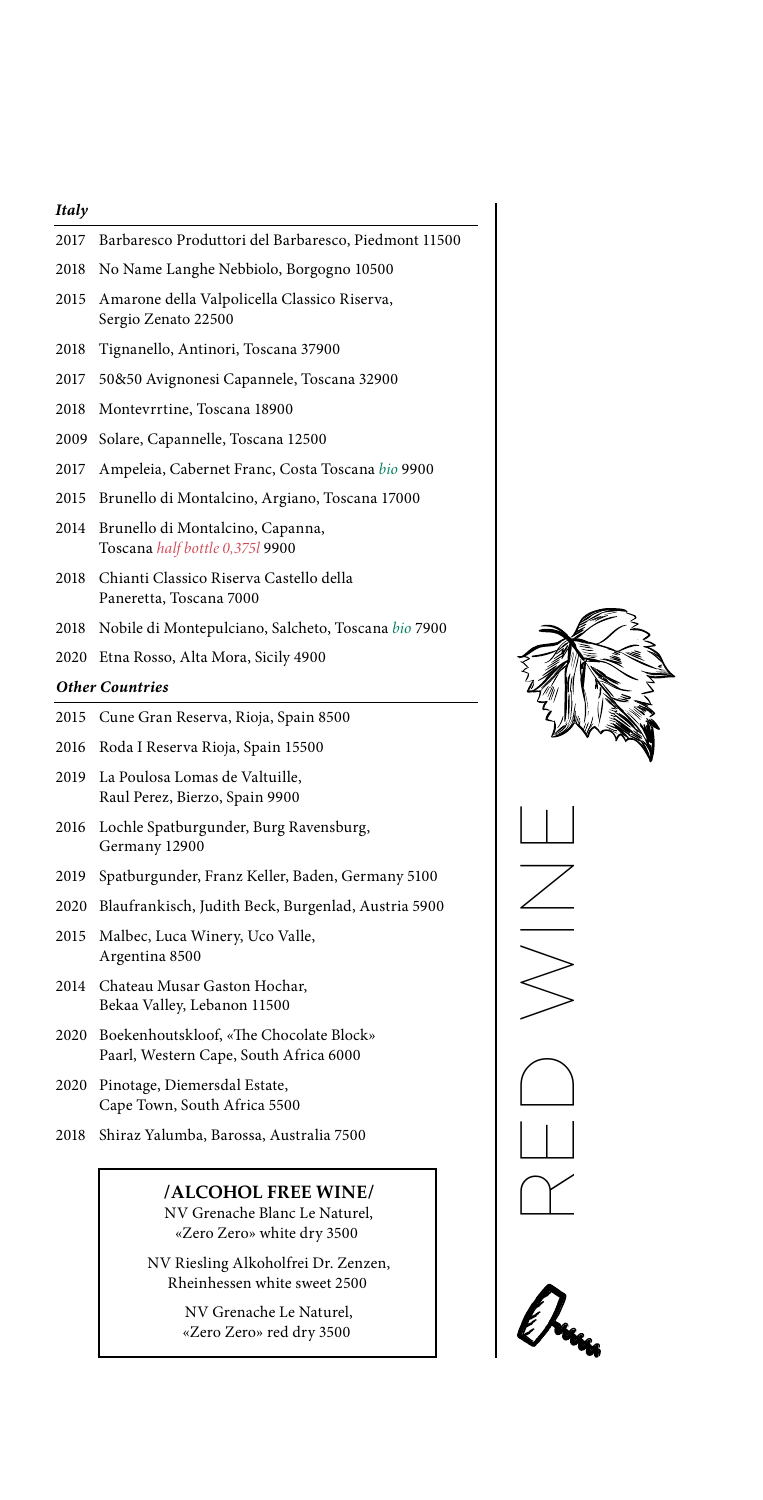# RED WINE

## *Italy*

- 2017 Barbaresco Produttori del Barbaresco, Piedmont 11500
- 2018 No Name Langhe Nebbiolo, Borgogno 10500
- 2015 Amarone della Valpolicella Classico Riserva, Sergio Zenato 22500
- 2018 Tignanello, Antinori, Toscana 37900
- 2017 50&50 Avignonesi Capannele, Toscana 32900
- 2018 Montevrrtine, Toscana 18900
- 2009 Solare, Capannelle, Toscana 12500
- 2017 Ampeleia, Cabernet Franc, Costa Toscana *bio* 9900
- 2015 Brunello di Montalcino, Argiano, Toscana 17000
- 2014 Brunello di Montalcino, Capanna, Toscana *half bottle 0,375l* 9900
- 2018 Chianti Classico Riserva Castello della Paneretta, Toscana 7000
- 2018 Nobile di Montepulciano, Salcheto, Toscana *bio* 7900
- 2020 Etna Rosso, Alta Mora, Sicily 4900

## *Other Countries*

- 2015 Cune Gran Reserva, Rioja, Spain 8500
- 2016 Roda I Reserva Rioja, Spain 15500
- 2019 La Poulosa Lomas de Valtuille, Raul Perez, Bierzo, Spain 9900
- 2016 Lochle Spatburgunder, Burg Ravensburg, Germany 12900
- 2019 Spatburgunder, Franz Keller, Baden, Germany 5100
- 2020 Blaufrankisch, Judith Beck, Burgenlad, Austria 5900
- 2015 Malbec, Luca Winery, Uco Valle, Argentina 8500
- 2014 Chateau Musar Gaston Hochar, Bekaa Valley, Lebanon 11500
- 2020 Boekenhoutskloof, «The Chocolate Block» Paarl, Western Cape, South Africa 6000
- 2020 Pinotage, Diemersdal Estate, Cape Town, South Africa 5500
- 2018 Shiraz Yalumba, Barossa, Australia 7500

### /ALCOHOL FREE WINE/

NV Grenache Blanc Le Naturel, «Zero Zero» white dry 3500

NV Riesling Alkoholfrei Dr. Zenzen, Rheinhessen white sweet 2500

NV Grenache Le Naturel, «Zero Zero» red dry 3500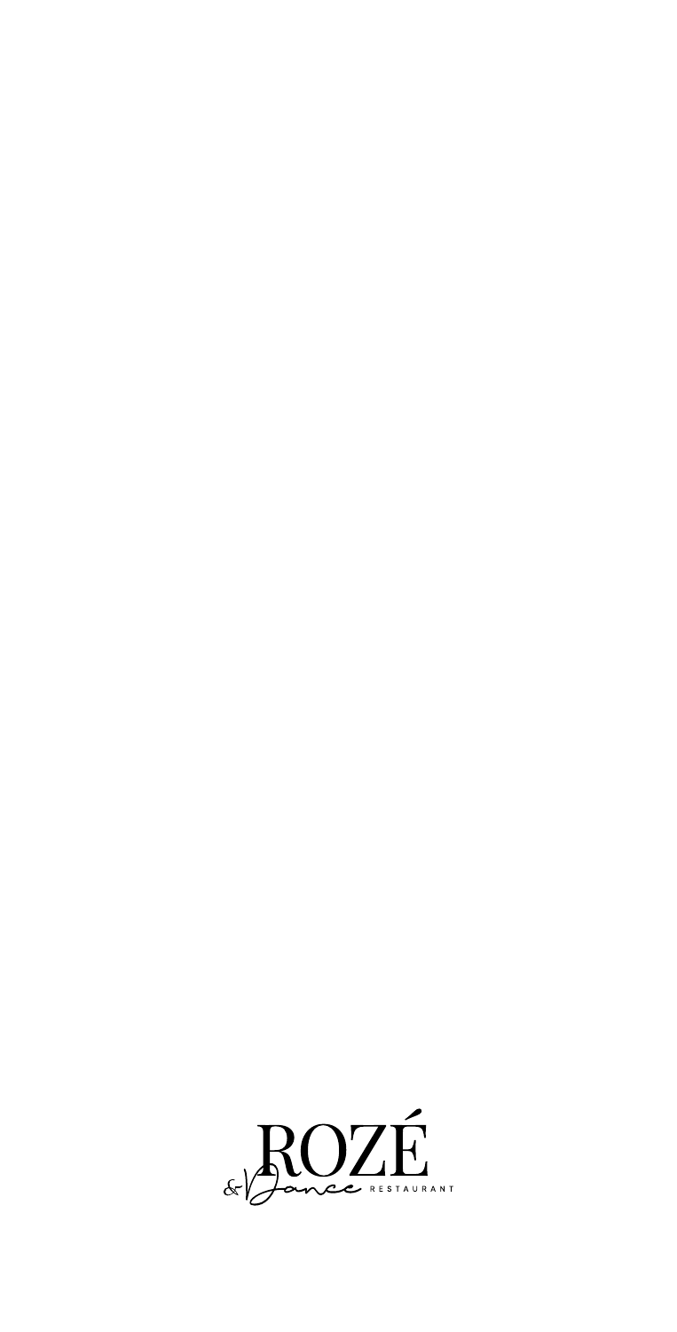ROZÉ

& Dance RESTAURANT